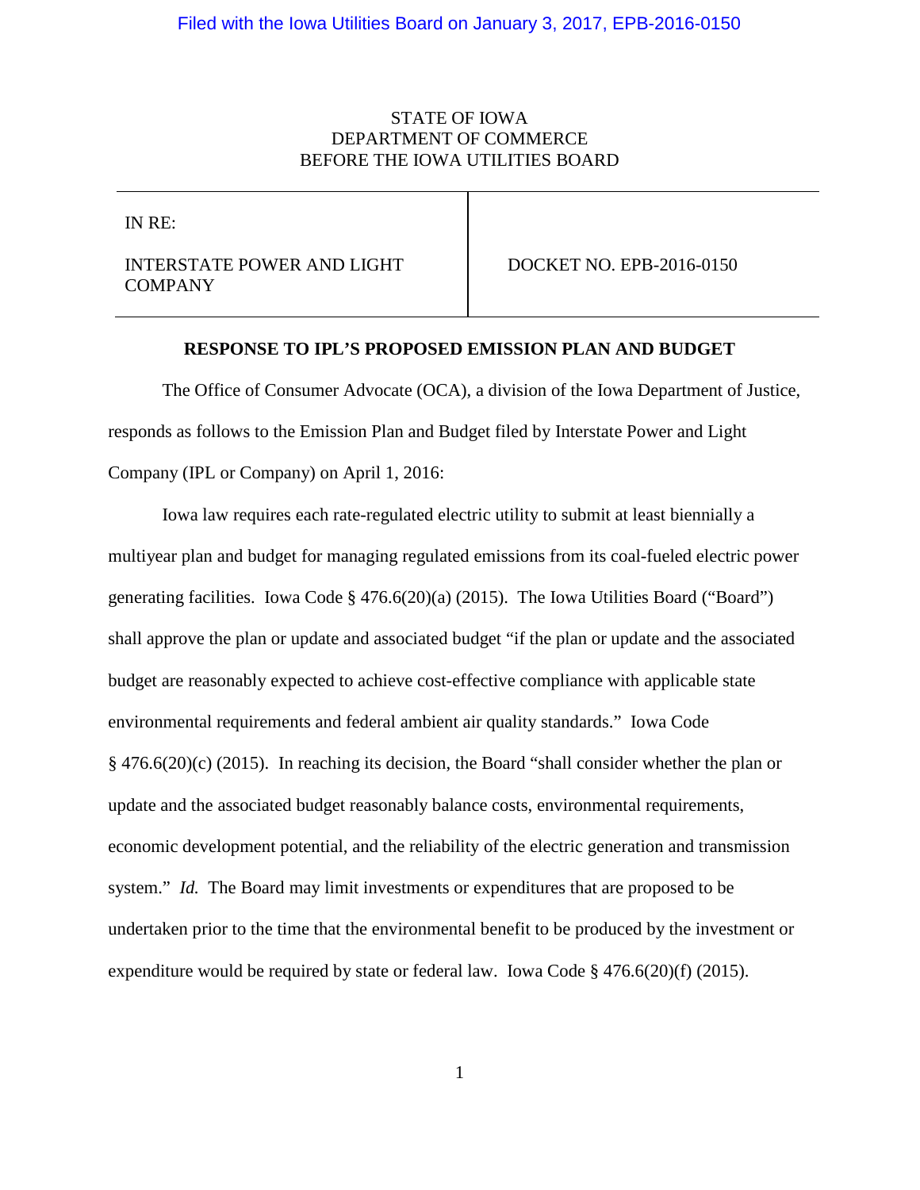Filed with the Iowa Utilities Board on January 3, 2017, EPB-2016-0150

STATE OF IOWA
DEPARTMENT OF COMMERCE
BEFORE THE IOWA UTILITIES BOARD

| IN RE: INTERSTATE POWER AND LIGHT COMPANY | DOCKET NO. EPB-2016-0150 |
|---|---|

**RESPONSE TO IPL'S PROPOSED EMISSION PLAN AND BUDGET**

The Office of Consumer Advocate (OCA), a division of the Iowa Department of Justice, responds as follows to the Emission Plan and Budget filed by Interstate Power and Light Company (IPL or Company) on April 1, 2016:

Iowa law requires each rate-regulated electric utility to submit at least biennially a multiyear plan and budget for managing regulated emissions from its coal-fueled electric power generating facilities. Iowa Code § 476.6(20)(a) (2015). The Iowa Utilities Board ("Board") shall approve the plan or update and associated budget "if the plan or update and the associated budget are reasonably expected to achieve cost-effective compliance with applicable state environmental requirements and federal ambient air quality standards." Iowa Code § 476.6(20)(c) (2015). In reaching its decision, the Board "shall consider whether the plan or update and the associated budget reasonably balance costs, environmental requirements, economic development potential, and the reliability of the electric generation and transmission system." *Id.* The Board may limit investments or expenditures that are proposed to be undertaken prior to the time that the environmental benefit to be produced by the investment or expenditure would be required by state or federal law. Iowa Code § 476.6(20)(f) (2015).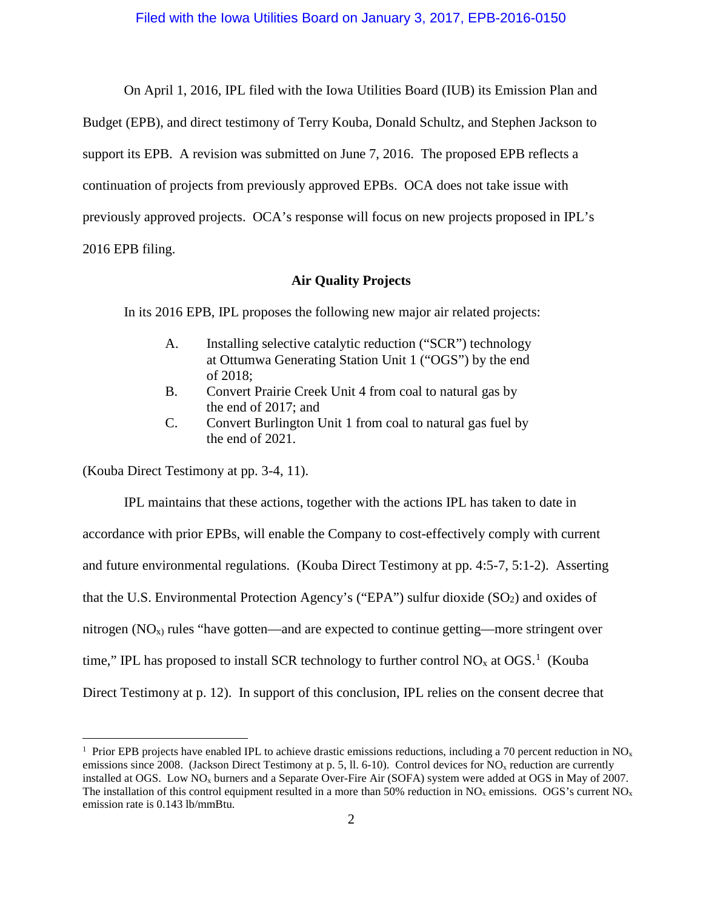On April 1, 2016, IPL filed with the Iowa Utilities Board (IUB) its Emission Plan and Budget (EPB), and direct testimony of Terry Kouba, Donald Schultz, and Stephen Jackson to support its EPB. A revision was submitted on June 7, 2016. The proposed EPB reflects a continuation of projects from previously approved EPBs. OCA does not take issue with previously approved projects. OCA's response will focus on new projects proposed in IPL's 2016 EPB filing.

**Air Quality Projects**

In its 2016 EPB, IPL proposes the following new major air related projects:

> A. Installing selective catalytic reduction ("SCR") technology at Ottumwa Generating Station Unit 1 ("OGS") by the end of 2018;
>
> B. Convert Prairie Creek Unit 4 from coal to natural gas by the end of 2017; and
>
> C. Convert Burlington Unit 1 from coal to natural gas fuel by the end of 2021.

(Kouba Direct Testimony at pp. 3-4, 11).

IPL maintains that these actions, together with the actions IPL has taken to date in accordance with prior EPBs, will enable the Company to cost-effectively comply with current and future environmental regulations. (Kouba Direct Testimony at pp. 4:5-7, 5:1-2). Asserting that the U.S. Environmental Protection Agency's ("EPA") sulfur dioxide ($SO_2$) and oxides of nitrogen ($NO_x$) rules "have gotten—and are expected to continue getting—more stringent over time," IPL has proposed to install SCR technology to further control $NO_x$ at OGS.[1] (Kouba Direct Testimony at p. 12). In support of this conclusion, IPL relies on the consent decree that

---

[1] Prior EPB projects have enabled IPL to achieve drastic emissions reductions, including a 70 percent reduction in $NO_x$ emissions since 2008. (Jackson Direct Testimony at p. 5, ll. 6-10). Control devices for $NO_x$ reduction are currently installed at OGS. Low $NO_x$ burners and a Separate Over-Fire Air (SOFA) system were added at OGS in May of 2007. The installation of this control equipment resulted in a more than 50% reduction in $NO_x$ emissions. OGS's current $NO_x$ emission rate is 0.143 lb/mmBtu.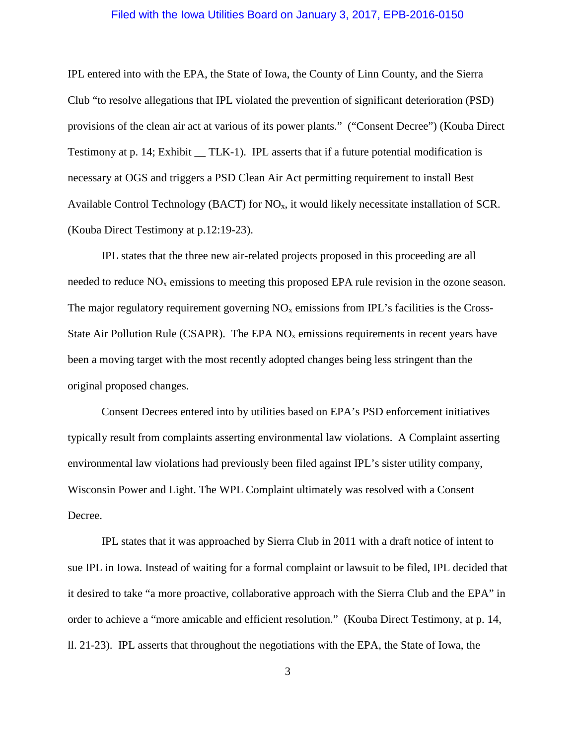IPL entered into with the EPA, the State of Iowa, the County of Linn County, and the Sierra Club "to resolve allegations that IPL violated the prevention of significant deterioration (PSD) provisions of the clean air act at various of its power plants." ("Consent Decree") (Kouba Direct Testimony at p. 14; Exhibit __ TLK-1). IPL asserts that if a future potential modification is necessary at OGS and triggers a PSD Clean Air Act permitting requirement to install Best Available Control Technology (BACT) for $NO_x$, it would likely necessitate installation of SCR. (Kouba Direct Testimony at p.12:19-23).

IPL states that the three new air-related projects proposed in this proceeding are all needed to reduce $NO_x$ emissions to meeting this proposed EPA rule revision in the ozone season. The major regulatory requirement governing $NO_x$ emissions from IPL's facilities is the Cross-State Air Pollution Rule (CSAPR). The EPA $NO_x$ emissions requirements in recent years have been a moving target with the most recently adopted changes being less stringent than the original proposed changes.

Consent Decrees entered into by utilities based on EPA's PSD enforcement initiatives typically result from complaints asserting environmental law violations. A Complaint asserting environmental law violations had previously been filed against IPL's sister utility company, Wisconsin Power and Light. The WPL Complaint ultimately was resolved with a Consent Decree.

IPL states that it was approached by Sierra Club in 2011 with a draft notice of intent to sue IPL in Iowa. Instead of waiting for a formal complaint or lawsuit to be filed, IPL decided that it desired to take "a more proactive, collaborative approach with the Sierra Club and the EPA" in order to achieve a "more amicable and efficient resolution." (Kouba Direct Testimony, at p. 14, ll. 21-23). IPL asserts that throughout the negotiations with the EPA, the State of Iowa, the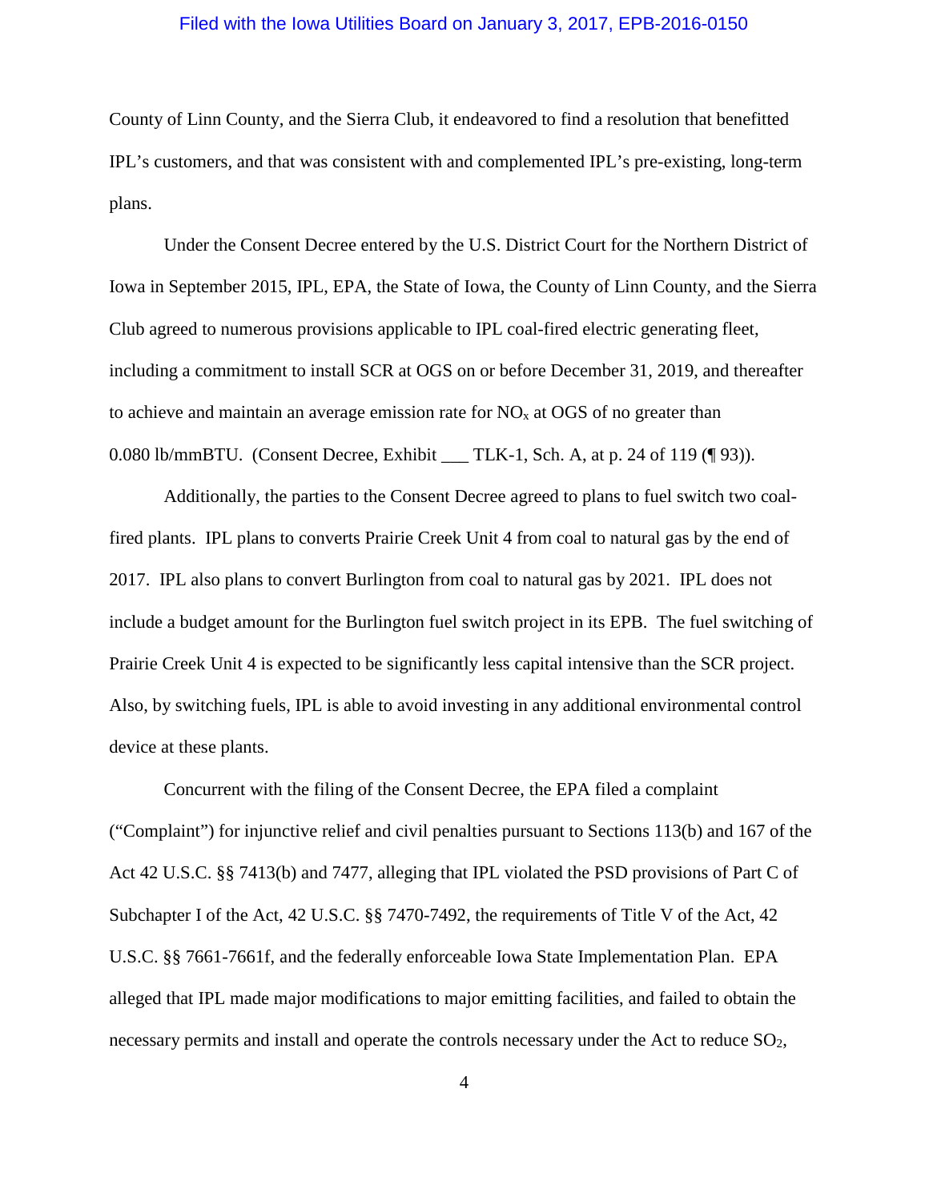County of Linn County, and the Sierra Club, it endeavored to find a resolution that benefitted IPL's customers, and that was consistent with and complemented IPL's pre-existing, long-term plans.

Under the Consent Decree entered by the U.S. District Court for the Northern District of Iowa in September 2015, IPL, EPA, the State of Iowa, the County of Linn County, and the Sierra Club agreed to numerous provisions applicable to IPL coal-fired electric generating fleet, including a commitment to install SCR at OGS on or before December 31, 2019, and thereafter to achieve and maintain an average emission rate for $NO_x$ at OGS of no greater than 0.080 lb/mmBTU. (Consent Decree, Exhibit ___ TLK-1, Sch. A, at p. 24 of 119 (¶ 93)).

Additionally, the parties to the Consent Decree agreed to plans to fuel switch two coal-fired plants. IPL plans to converts Prairie Creek Unit 4 from coal to natural gas by the end of 2017. IPL also plans to convert Burlington from coal to natural gas by 2021. IPL does not include a budget amount for the Burlington fuel switch project in its EPB. The fuel switching of Prairie Creek Unit 4 is expected to be significantly less capital intensive than the SCR project. Also, by switching fuels, IPL is able to avoid investing in any additional environmental control device at these plants.

Concurrent with the filing of the Consent Decree, the EPA filed a complaint ("Complaint") for injunctive relief and civil penalties pursuant to Sections 113(b) and 167 of the Act 42 U.S.C. §§ 7413(b) and 7477, alleging that IPL violated the PSD provisions of Part C of Subchapter I of the Act, 42 U.S.C. §§ 7470-7492, the requirements of Title V of the Act, 42 U.S.C. §§ 7661-7661f, and the federally enforceable Iowa State Implementation Plan. EPA alleged that IPL made major modifications to major emitting facilities, and failed to obtain the necessary permits and install and operate the controls necessary under the Act to reduce $SO_2$,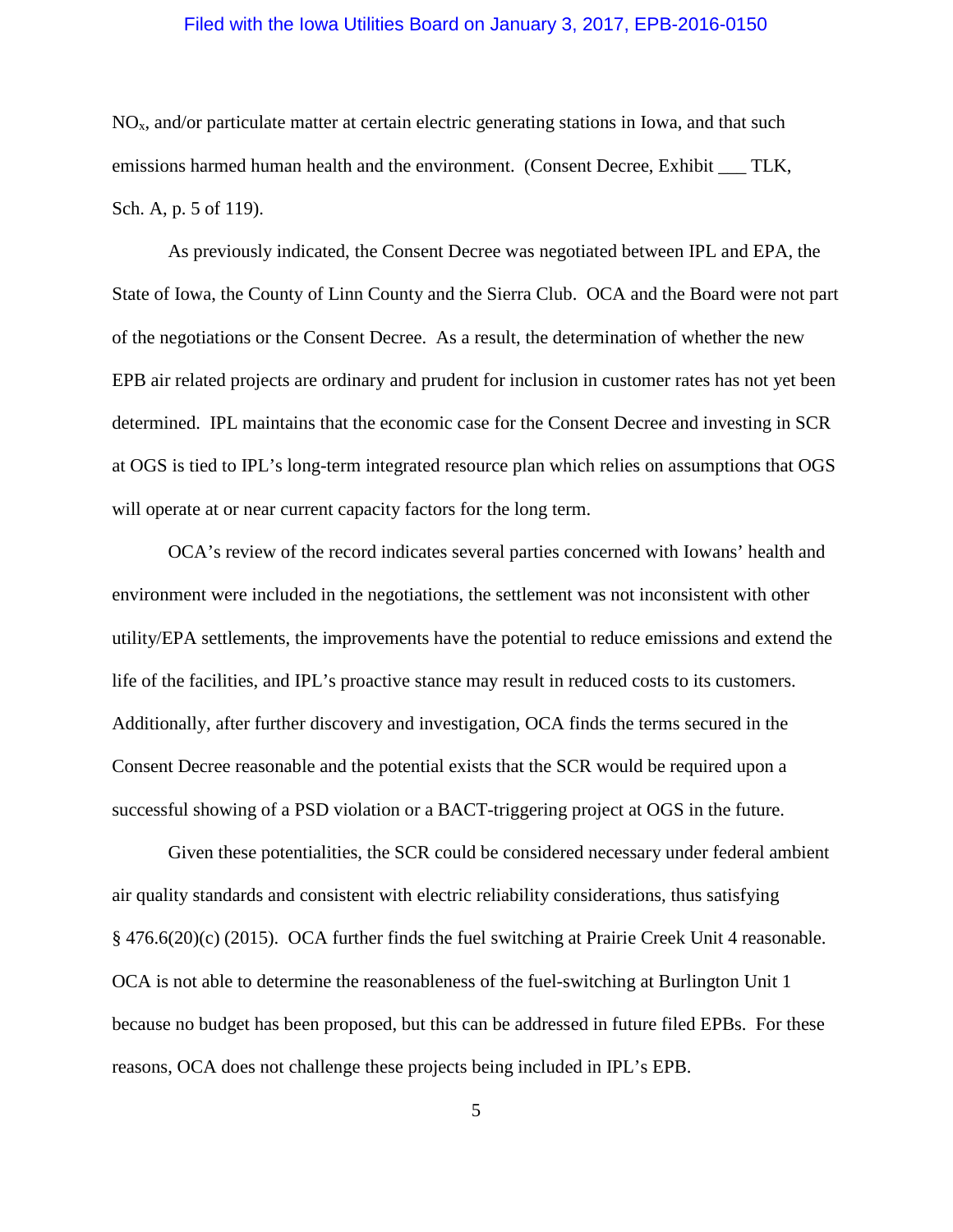$NO_x$, and/or particulate matter at certain electric generating stations in Iowa, and that such emissions harmed human health and the environment. (Consent Decree, Exhibit ___ TLK, Sch. A, p. 5 of 119).

As previously indicated, the Consent Decree was negotiated between IPL and EPA, the State of Iowa, the County of Linn County and the Sierra Club. OCA and the Board were not part of the negotiations or the Consent Decree. As a result, the determination of whether the new EPB air related projects are ordinary and prudent for inclusion in customer rates has not yet been determined. IPL maintains that the economic case for the Consent Decree and investing in SCR at OGS is tied to IPL's long-term integrated resource plan which relies on assumptions that OGS will operate at or near current capacity factors for the long term.

OCA's review of the record indicates several parties concerned with Iowans' health and environment were included in the negotiations, the settlement was not inconsistent with other utility/EPA settlements, the improvements have the potential to reduce emissions and extend the life of the facilities, and IPL's proactive stance may result in reduced costs to its customers. Additionally, after further discovery and investigation, OCA finds the terms secured in the Consent Decree reasonable and the potential exists that the SCR would be required upon a successful showing of a PSD violation or a BACT-triggering project at OGS in the future.

Given these potentialities, the SCR could be considered necessary under federal ambient air quality standards and consistent with electric reliability considerations, thus satisfying § 476.6(20)(c) (2015). OCA further finds the fuel switching at Prairie Creek Unit 4 reasonable. OCA is not able to determine the reasonableness of the fuel-switching at Burlington Unit 1 because no budget has been proposed, but this can be addressed in future filed EPBs. For these reasons, OCA does not challenge these projects being included in IPL's EPB.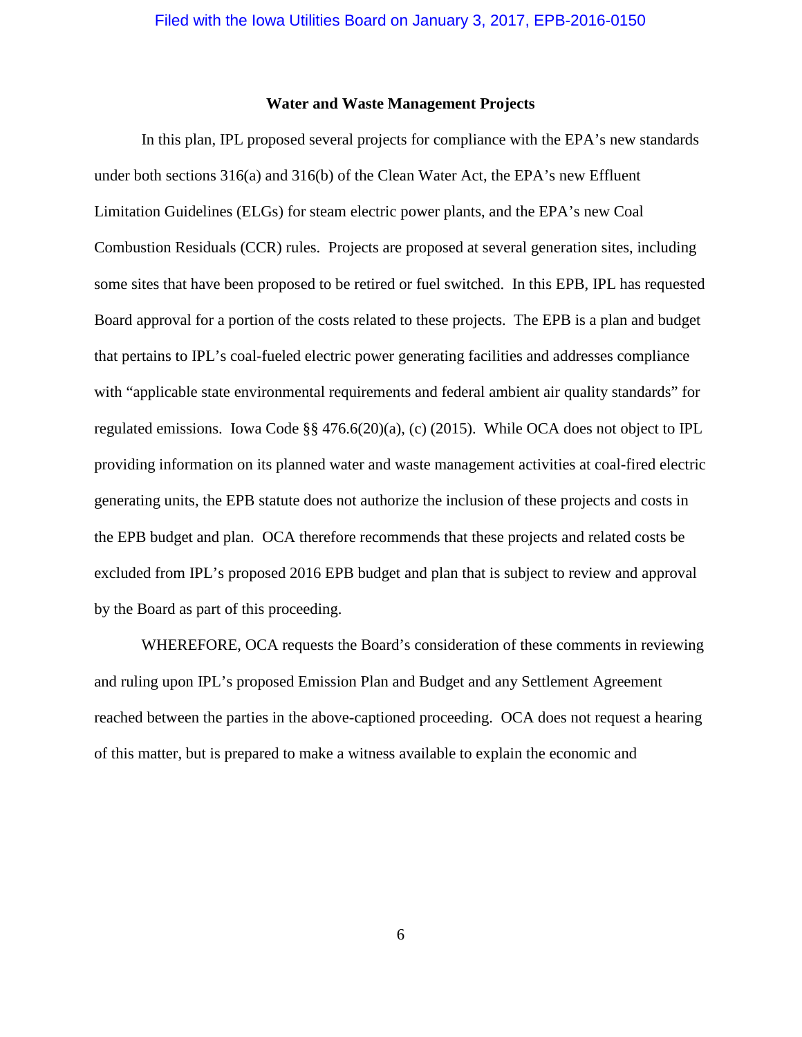### Water and Waste Management Projects

In this plan, IPL proposed several projects for compliance with the EPA's new standards under both sections 316(a) and 316(b) of the Clean Water Act, the EPA's new Effluent Limitation Guidelines (ELGs) for steam electric power plants, and the EPA's new Coal Combustion Residuals (CCR) rules. Projects are proposed at several generation sites, including some sites that have been proposed to be retired or fuel switched. In this EPB, IPL has requested Board approval for a portion of the costs related to these projects. The EPB is a plan and budget that pertains to IPL's coal-fueled electric power generating facilities and addresses compliance with "applicable state environmental requirements and federal ambient air quality standards" for regulated emissions. Iowa Code §§ 476.6(20)(a), (c) (2015). While OCA does not object to IPL providing information on its planned water and waste management activities at coal-fired electric generating units, the EPB statute does not authorize the inclusion of these projects and costs in the EPB budget and plan. OCA therefore recommends that these projects and related costs be excluded from IPL's proposed 2016 EPB budget and plan that is subject to review and approval by the Board as part of this proceeding.

WHEREFORE, OCA requests the Board's consideration of these comments in reviewing and ruling upon IPL's proposed Emission Plan and Budget and any Settlement Agreement reached between the parties in the above-captioned proceeding. OCA does not request a hearing of this matter, but is prepared to make a witness available to explain the economic and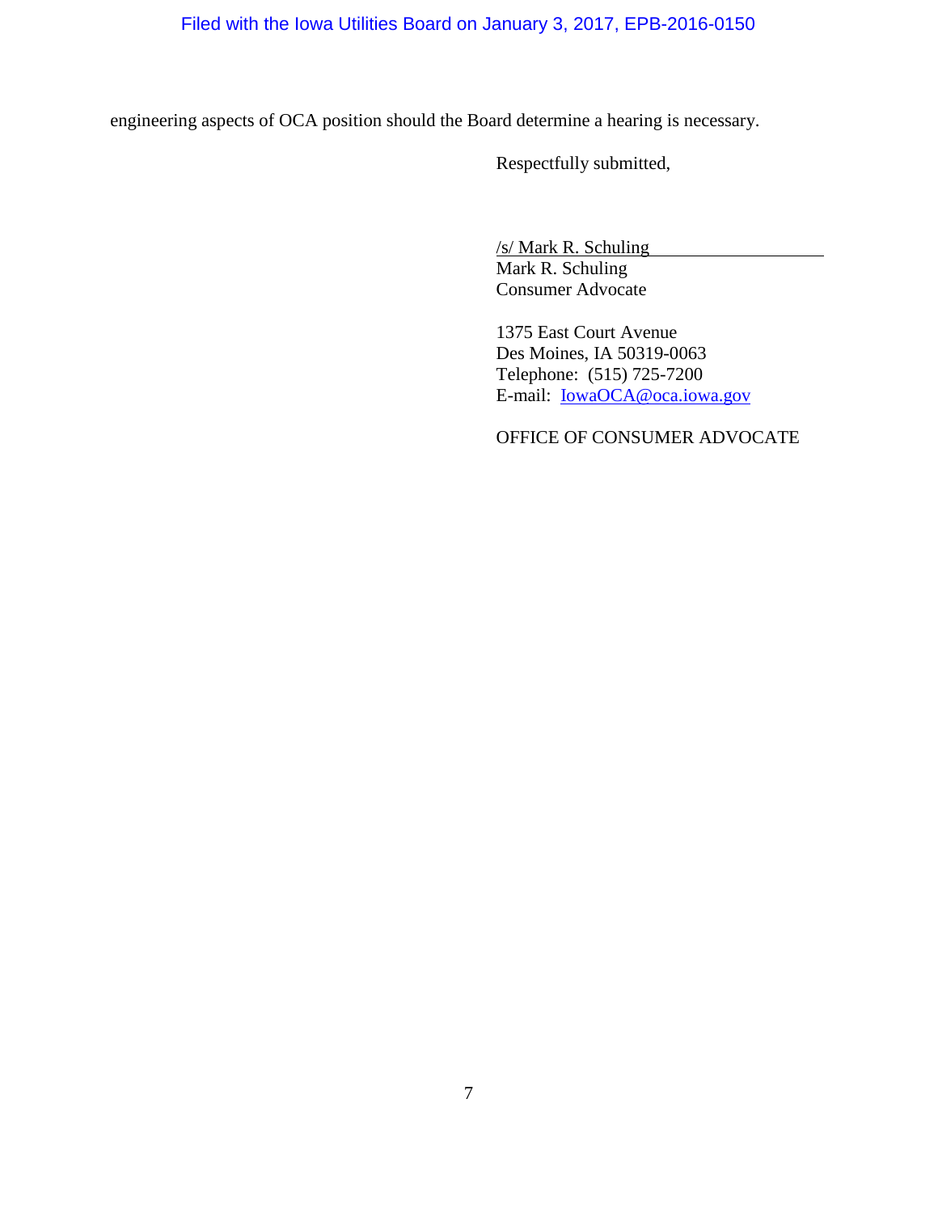engineering aspects of OCA position should the Board determine a hearing is necessary.

Respectfully submitted,

/s/ Mark R. Schuling
Mark R. Schuling
Consumer Advocate

1375 East Court Avenue
Des Moines, IA 50319-0063
Telephone: (515) 725-7200
E-mail: IowaOCA@oca.iowa.gov

OFFICE OF CONSUMER ADVOCATE